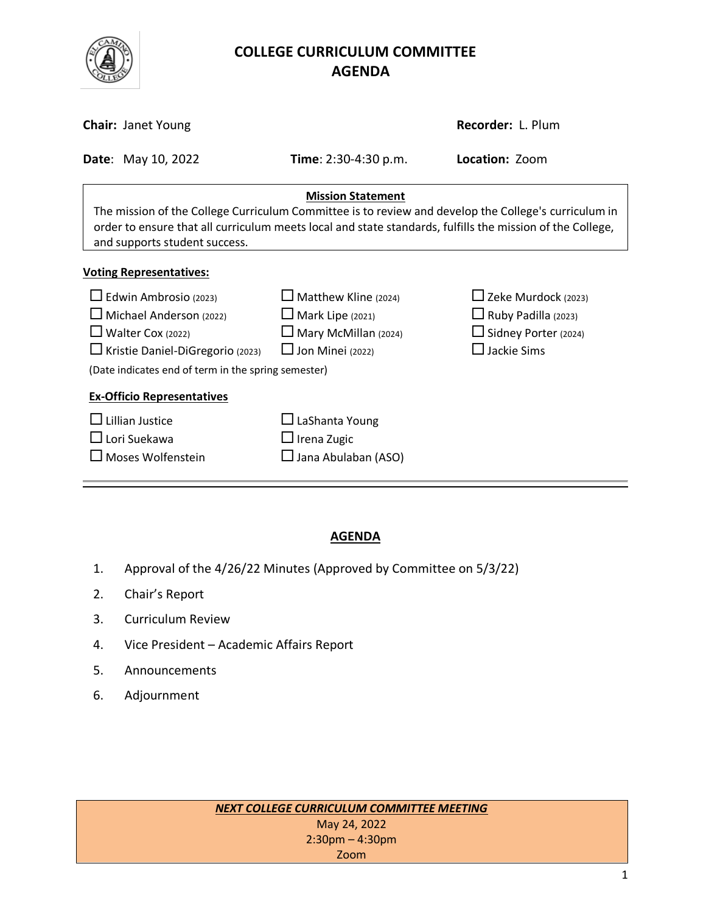# COLLEGE CURRICULUM COMMITTEE
# AGENDA

**Chair:** Janet Young

**Recorder:** L. Plum

**Date**: May 10, 2022

**Time**: 2:30-4:30 p.m.

**Location:** Zoom

**Mission Statement**

The mission of the College Curriculum Committee is to review and develop the College's curriculum in order to ensure that all curriculum meets local and state standards, fulfills the mission of the College, and supports student success.

**Voting Representatives:**

- ☐ Edwin Ambrosio (2023)
- ☐ Michael Anderson (2022)
- ☐ Walter Cox (2022)
- ☐ Kristie Daniel-DiGregorio (2023)
- ☐ Matthew Kline (2024)
- ☐ Mark Lipe (2021)
- ☐ Mary McMillan (2024)
- ☐ Jon Minei (2022)
- ☐ Zeke Murdock (2023)
- ☐ Ruby Padilla (2023)
- ☐ Sidney Porter (2024)
- ☐ Jackie Sims

(Date indicates end of term in the spring semester)

**Ex-Officio Representatives**

- ☐ Lillian Justice
- ☐ Lori Suekawa
- ☐ Moses Wolfenstein
- ☐ LaShanta Young
- ☐ Irena Zugic
- ☐ Jana Abulaban (ASO)

---

## AGENDA

1. Approval of the 4/26/22 Minutes (Approved by Committee on 5/3/22)
2. Chair's Report
3. Curriculum Review
4. Vice President – Academic Affairs Report
5. Announcements
6. Adjournment

***NEXT COLLEGE CURRICULUM COMMITTEE MEETING***

May 24, 2022

2:30pm – 4:30pm

Zoom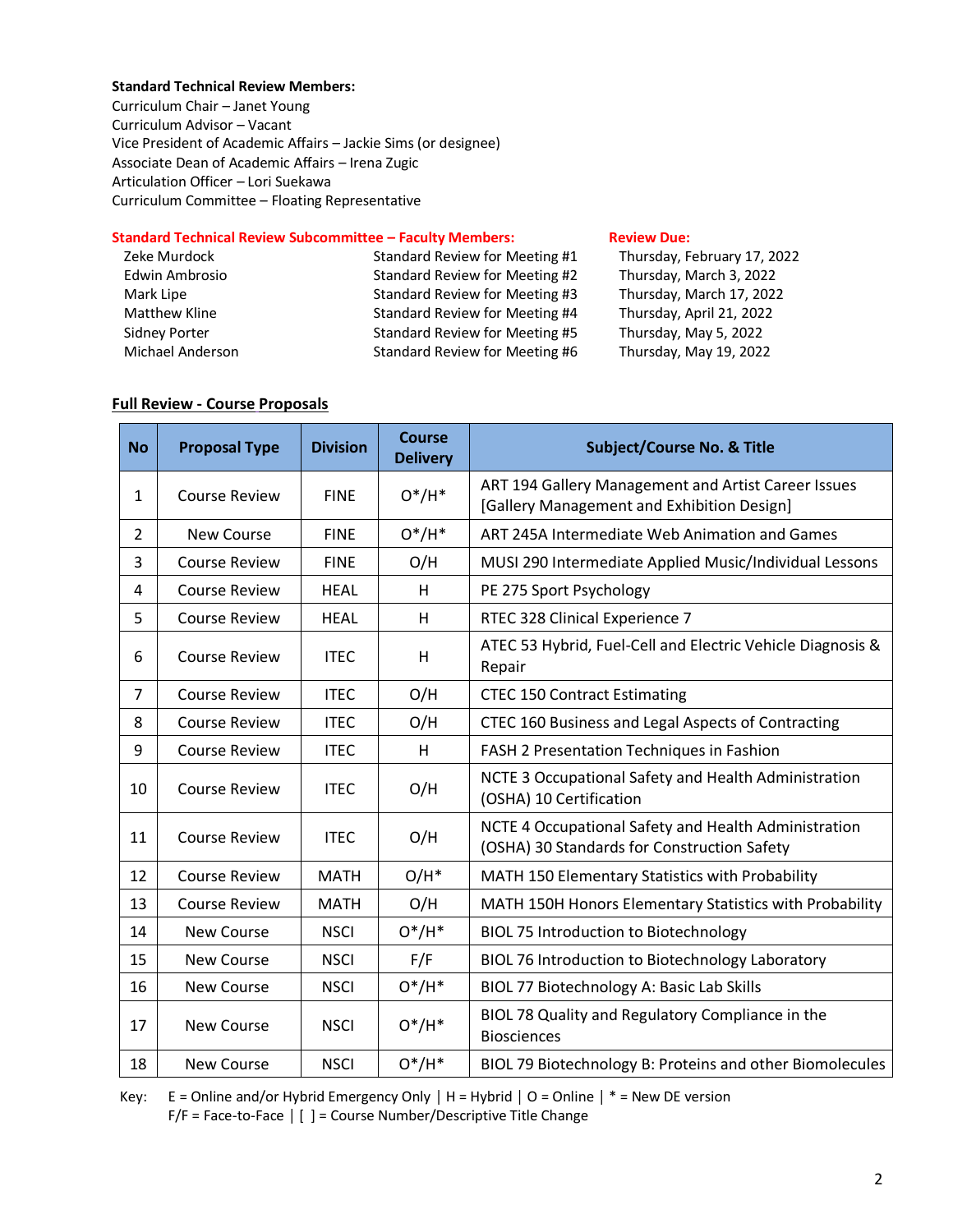**Standard Technical Review Members:**
Curriculum Chair – Janet Young
Curriculum Advisor – Vacant
Vice President of Academic Affairs – Jackie Sims (or designee)
Associate Dean of Academic Affairs – Irena Zugic
Articulation Officer – Lori Suekawa
Curriculum Committee – Floating Representative

| **Standard Technical Review Subcommittee – Faculty Members:** | | **Review Due:** |
|---|---|---|
| Zeke Murdock | Standard Review for Meeting #1 | Thursday, February 17, 2022 |
| Edwin Ambrosio | Standard Review for Meeting #2 | Thursday, March 3, 2022 |
| Mark Lipe | Standard Review for Meeting #3 | Thursday, March 17, 2022 |
| Matthew Kline | Standard Review for Meeting #4 | Thursday, April 21, 2022 |
| Sidney Porter | Standard Review for Meeting #5 | Thursday, May 5, 2022 |
| Michael Anderson | Standard Review for Meeting #6 | Thursday, May 19, 2022 |

**Full Review - Course Proposals**

| No | Proposal Type | Division | Course Delivery | Subject/Course No. & Title |
|---|---|---|---|---|
| 1 | Course Review | FINE | O*/H* | ART 194 Gallery Management and Artist Career Issues [Gallery Management and Exhibition Design] |
| 2 | New Course | FINE | O*/H* | ART 245A Intermediate Web Animation and Games |
| 3 | Course Review | FINE | O/H | MUSI 290 Intermediate Applied Music/Individual Lessons |
| 4 | Course Review | HEAL | H | PE 275 Sport Psychology |
| 5 | Course Review | HEAL | H | RTEC 328 Clinical Experience 7 |
| 6 | Course Review | ITEC | H | ATEC 53 Hybrid, Fuel-Cell and Electric Vehicle Diagnosis & Repair |
| 7 | Course Review | ITEC | O/H | CTEC 150 Contract Estimating |
| 8 | Course Review | ITEC | O/H | CTEC 160 Business and Legal Aspects of Contracting |
| 9 | Course Review | ITEC | H | FASH 2 Presentation Techniques in Fashion |
| 10 | Course Review | ITEC | O/H | NCTE 3 Occupational Safety and Health Administration (OSHA) 10 Certification |
| 11 | Course Review | ITEC | O/H | NCTE 4 Occupational Safety and Health Administration (OSHA) 30 Standards for Construction Safety |
| 12 | Course Review | MATH | O/H* | MATH 150 Elementary Statistics with Probability |
| 13 | Course Review | MATH | O/H | MATH 150H Honors Elementary Statistics with Probability |
| 14 | New Course | NSCI | O*/H* | BIOL 75 Introduction to Biotechnology |
| 15 | New Course | NSCI | F/F | BIOL 76 Introduction to Biotechnology Laboratory |
| 16 | New Course | NSCI | O*/H* | BIOL 77 Biotechnology A: Basic Lab Skills |
| 17 | New Course | NSCI | O*/H* | BIOL 78 Quality and Regulatory Compliance in the Biosciences |
| 18 | New Course | NSCI | O*/H* | BIOL 79 Biotechnology B: Proteins and other Biomolecules |

Key: E = Online and/or Hybrid Emergency Only | H = Hybrid | O = Online | * = New DE version
F/F = Face-to-Face | [ ] = Course Number/Descriptive Title Change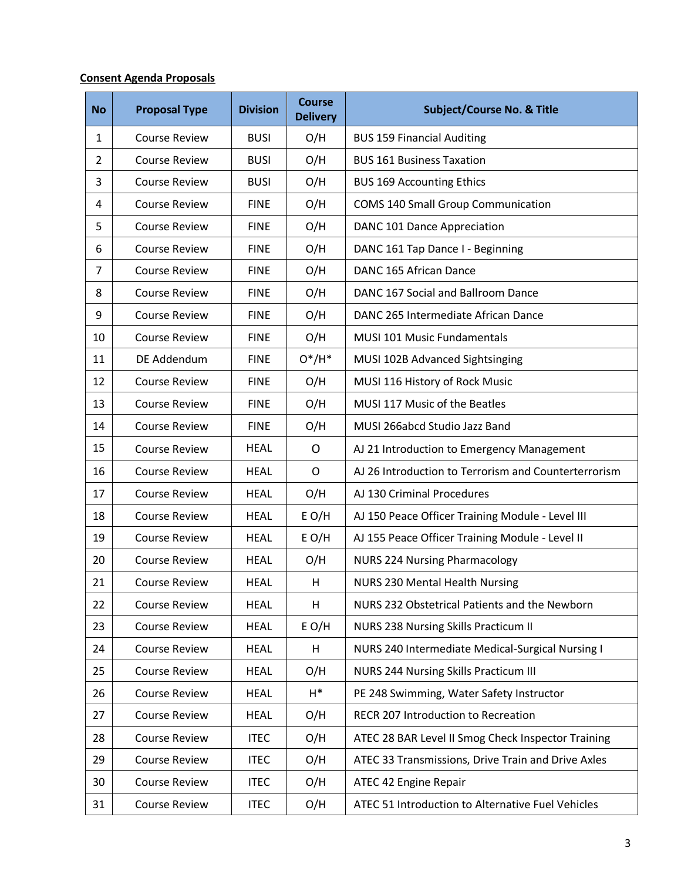**Consent Agenda Proposals**

| No | Proposal Type | Division | Course Delivery | Subject/Course No. & Title |
|---|---|---|---|---|
| 1 | Course Review | BUSI | O/H | BUS 159 Financial Auditing |
| 2 | Course Review | BUSI | O/H | BUS 161 Business Taxation |
| 3 | Course Review | BUSI | O/H | BUS 169 Accounting Ethics |
| 4 | Course Review | FINE | O/H | COMS 140 Small Group Communication |
| 5 | Course Review | FINE | O/H | DANC 101 Dance Appreciation |
| 6 | Course Review | FINE | O/H | DANC 161 Tap Dance I - Beginning |
| 7 | Course Review | FINE | O/H | DANC 165 African Dance |
| 8 | Course Review | FINE | O/H | DANC 167 Social and Ballroom Dance |
| 9 | Course Review | FINE | O/H | DANC 265 Intermediate African Dance |
| 10 | Course Review | FINE | O/H | MUSI 101 Music Fundamentals |
| 11 | DE Addendum | FINE | O*/H* | MUSI 102B Advanced Sightsinging |
| 12 | Course Review | FINE | O/H | MUSI 116 History of Rock Music |
| 13 | Course Review | FINE | O/H | MUSI 117 Music of the Beatles |
| 14 | Course Review | FINE | O/H | MUSI 266abcd Studio Jazz Band |
| 15 | Course Review | HEAL | O | AJ 21 Introduction to Emergency Management |
| 16 | Course Review | HEAL | O | AJ 26 Introduction to Terrorism and Counterterrorism |
| 17 | Course Review | HEAL | O/H | AJ 130 Criminal Procedures |
| 18 | Course Review | HEAL | E O/H | AJ 150 Peace Officer Training Module - Level III |
| 19 | Course Review | HEAL | E O/H | AJ 155 Peace Officer Training Module - Level II |
| 20 | Course Review | HEAL | O/H | NURS 224 Nursing Pharmacology |
| 21 | Course Review | HEAL | H | NURS 230 Mental Health Nursing |
| 22 | Course Review | HEAL | H | NURS 232 Obstetrical Patients and the Newborn |
| 23 | Course Review | HEAL | E O/H | NURS 238 Nursing Skills Practicum II |
| 24 | Course Review | HEAL | H | NURS 240 Intermediate Medical-Surgical Nursing I |
| 25 | Course Review | HEAL | O/H | NURS 244 Nursing Skills Practicum III |
| 26 | Course Review | HEAL | H* | PE 248 Swimming, Water Safety Instructor |
| 27 | Course Review | HEAL | O/H | RECR 207 Introduction to Recreation |
| 28 | Course Review | ITEC | O/H | ATEC 28 BAR Level II Smog Check Inspector Training |
| 29 | Course Review | ITEC | O/H | ATEC 33 Transmissions, Drive Train and Drive Axles |
| 30 | Course Review | ITEC | O/H | ATEC 42 Engine Repair |
| 31 | Course Review | ITEC | O/H | ATEC 51 Introduction to Alternative Fuel Vehicles |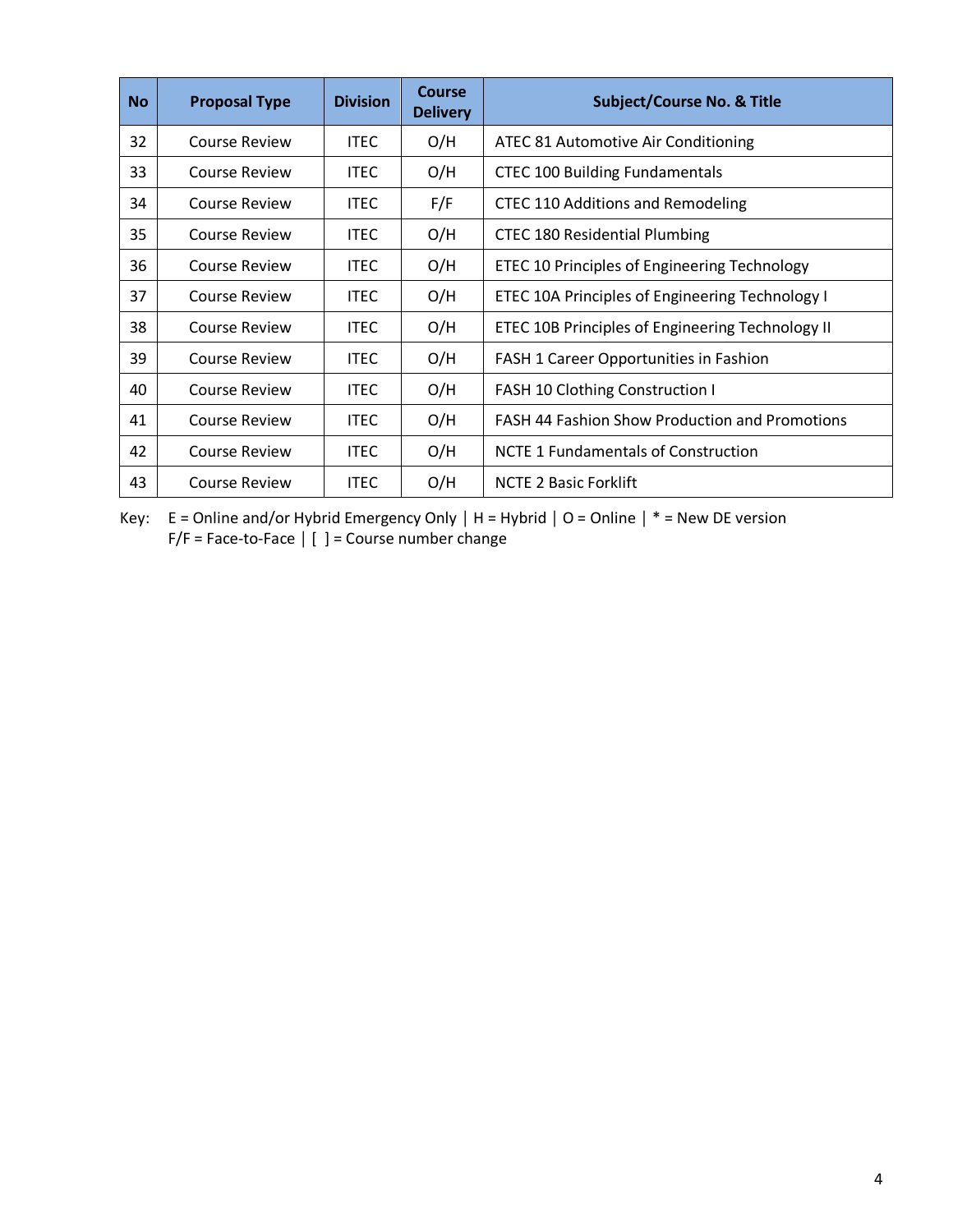| No | Proposal Type | Division | Course Delivery | Subject/Course No. & Title |
|---|---|---|---|---|
| 32 | Course Review | ITEC | O/H | ATEC 81 Automotive Air Conditioning |
| 33 | Course Review | ITEC | O/H | CTEC 100 Building Fundamentals |
| 34 | Course Review | ITEC | F/F | CTEC 110 Additions and Remodeling |
| 35 | Course Review | ITEC | O/H | CTEC 180 Residential Plumbing |
| 36 | Course Review | ITEC | O/H | ETEC 10 Principles of Engineering Technology |
| 37 | Course Review | ITEC | O/H | ETEC 10A Principles of Engineering Technology I |
| 38 | Course Review | ITEC | O/H | ETEC 10B Principles of Engineering Technology II |
| 39 | Course Review | ITEC | O/H | FASH 1 Career Opportunities in Fashion |
| 40 | Course Review | ITEC | O/H | FASH 10 Clothing Construction I |
| 41 | Course Review | ITEC | O/H | FASH 44 Fashion Show Production and Promotions |
| 42 | Course Review | ITEC | O/H | NCTE 1 Fundamentals of Construction |
| 43 | Course Review | ITEC | O/H | NCTE 2 Basic Forklift |

Key: E = Online and/or Hybrid Emergency Only | H = Hybrid | O = Online | * = New DE version
F/F = Face-to-Face | [ ] = Course number change